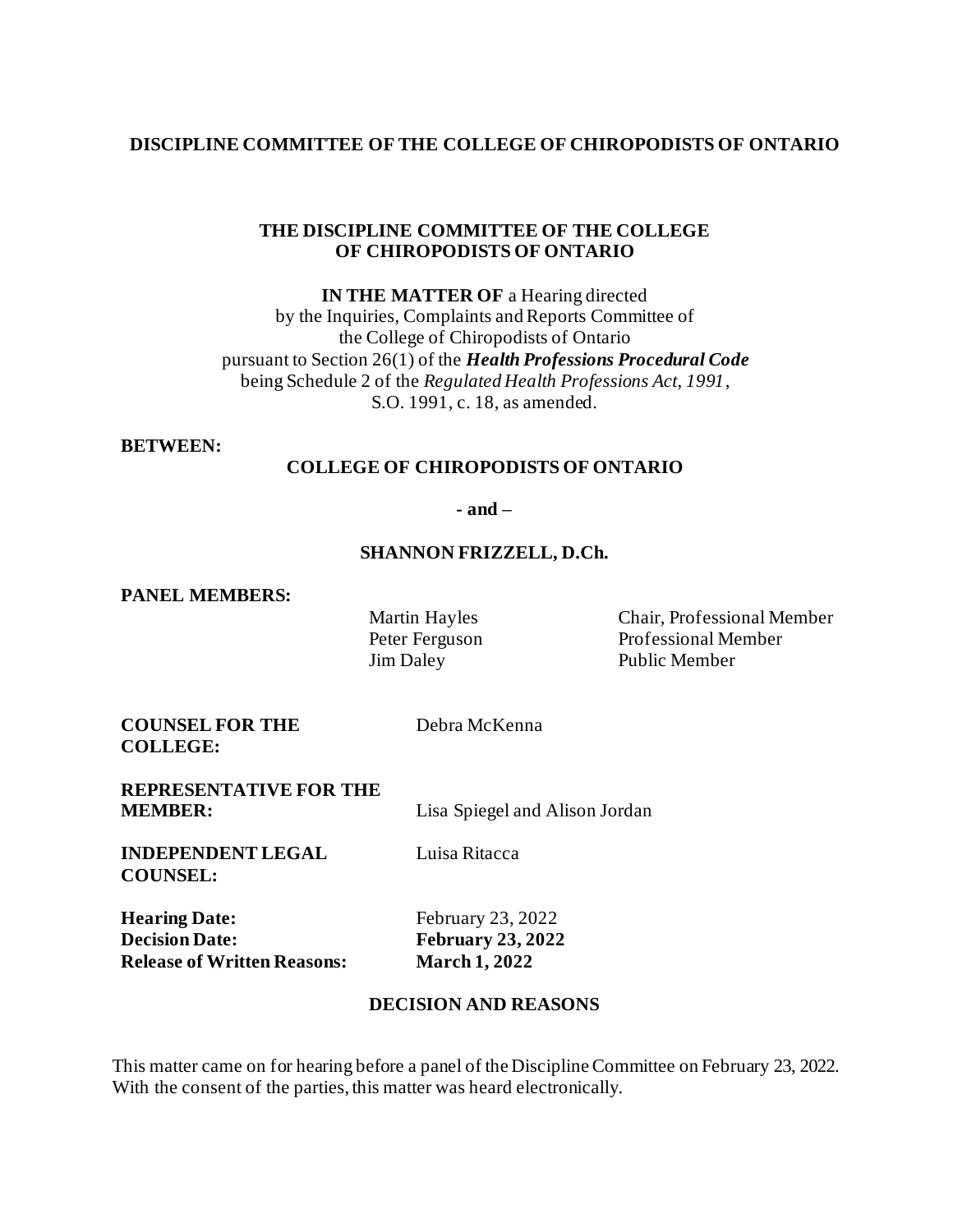**DISCIPLINE COMMITTEE OF THE COLLEGE OF CHIROPODISTS OF ONTARIO**

**THE DISCIPLINE COMMITTEE OF THE COLLEGE OF CHIROPODISTS OF ONTARIO**

**IN THE MATTER OF** a Hearing directed by the Inquiries, Complaints and Reports Committee of the College of Chiropodists of Ontario pursuant to Section 26(1) of the ***Health Professions Procedural Code*** being Schedule 2 of the *Regulated Health Professions Act, 1991*, S.O. 1991, c. 18, as amended.

**BETWEEN:**

**COLLEGE OF CHIROPODISTS OF ONTARIO**

**- and –**

**SHANNON FRIZZELL, D.Ch.**

**PANEL MEMBERS:**

| | |
|---|---|
| Martin Hayles | Chair, Professional Member |
| Peter Ferguson | Professional Member |
| Jim Daley | Public Member |

**COUNSEL FOR THE COLLEGE:** Debra McKenna

**REPRESENTATIVE FOR THE MEMBER:** Lisa Spiegel and Alison Jordan

**INDEPENDENT LEGAL COUNSEL:** Luisa Ritacca

**Hearing Date:** February 23, 2022
**Decision Date:** **February 23, 2022**
**Release of Written Reasons:** **March 1, 2022**

**DECISION AND REASONS**

This matter came on for hearing before a panel of the Discipline Committee on February 23, 2022. With the consent of the parties, this matter was heard electronically.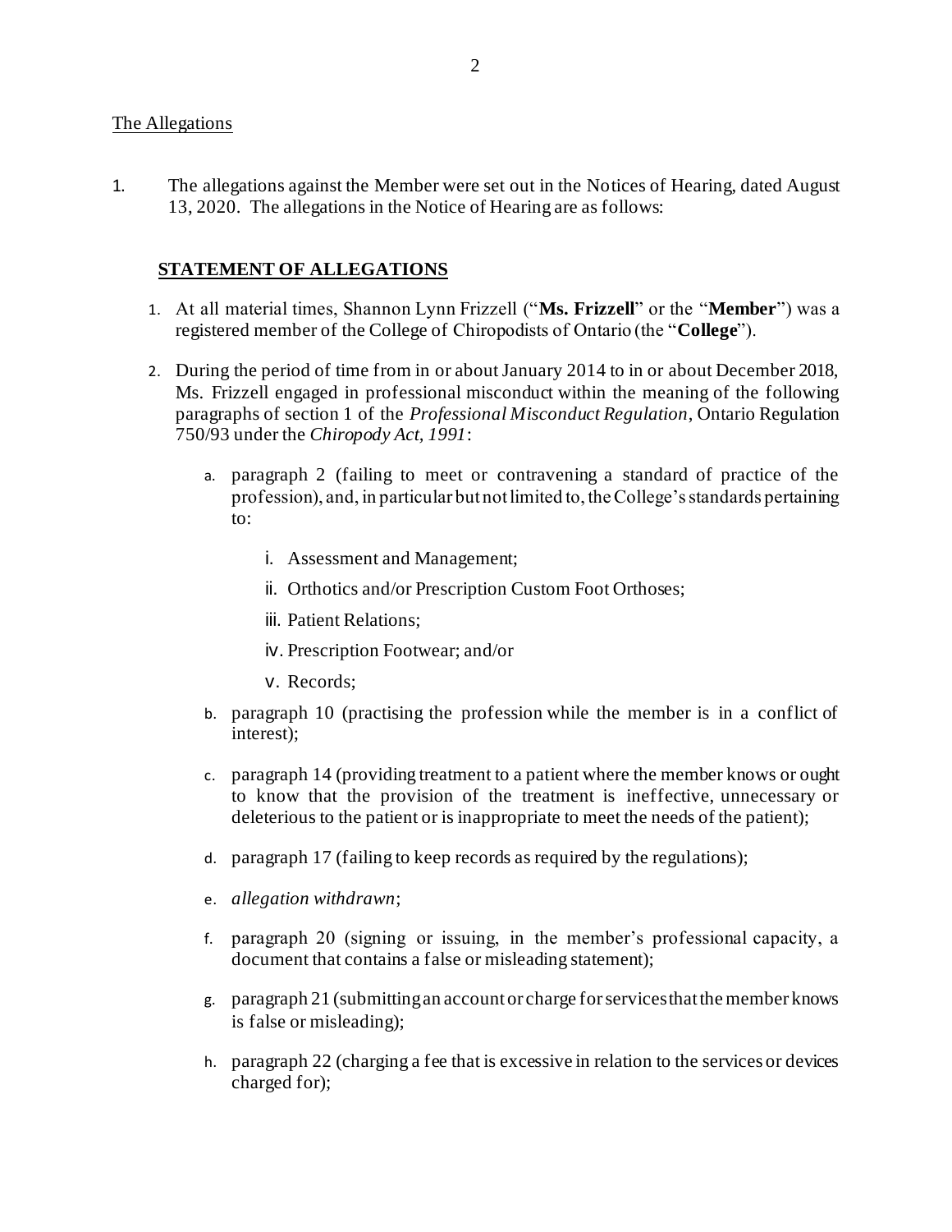The Allegations

1. The allegations against the Member were set out in the Notices of Hearing, dated August 13, 2020. The allegations in the Notice of Hearing are as follows:

**STATEMENT OF ALLEGATIONS**

1. At all material times, Shannon Lynn Frizzell ("**Ms. Frizzell**" or the "**Member**") was a registered member of the College of Chiropodists of Ontario (the "**College**").

2. During the period of time from in or about January 2014 to in or about December 2018, Ms. Frizzell engaged in professional misconduct within the meaning of the following paragraphs of section 1 of the *Professional Misconduct Regulation*, Ontario Regulation 750/93 under the *Chiropody Act, 1991*:

   a. paragraph 2 (failing to meet or contravening a standard of practice of the profession), and, in particular but not limited to, the College's standards pertaining to:

      i. Assessment and Management;

      ii. Orthotics and/or Prescription Custom Foot Orthoses;

      iii. Patient Relations;

      iv. Prescription Footwear; and/or

      v. Records;

   b. paragraph 10 (practising the profession while the member is in a conflict of interest);

   c. paragraph 14 (providing treatment to a patient where the member knows or ought to know that the provision of the treatment is ineffective, unnecessary or deleterious to the patient or is inappropriate to meet the needs of the patient);

   d. paragraph 17 (failing to keep records as required by the regulations);

   e. *allegation withdrawn*;

   f. paragraph 20 (signing or issuing, in the member's professional capacity, a document that contains a false or misleading statement);

   g. paragraph 21 (submitting an account or charge for services that the member knows is false or misleading);

   h. paragraph 22 (charging a fee that is excessive in relation to the services or devices charged for);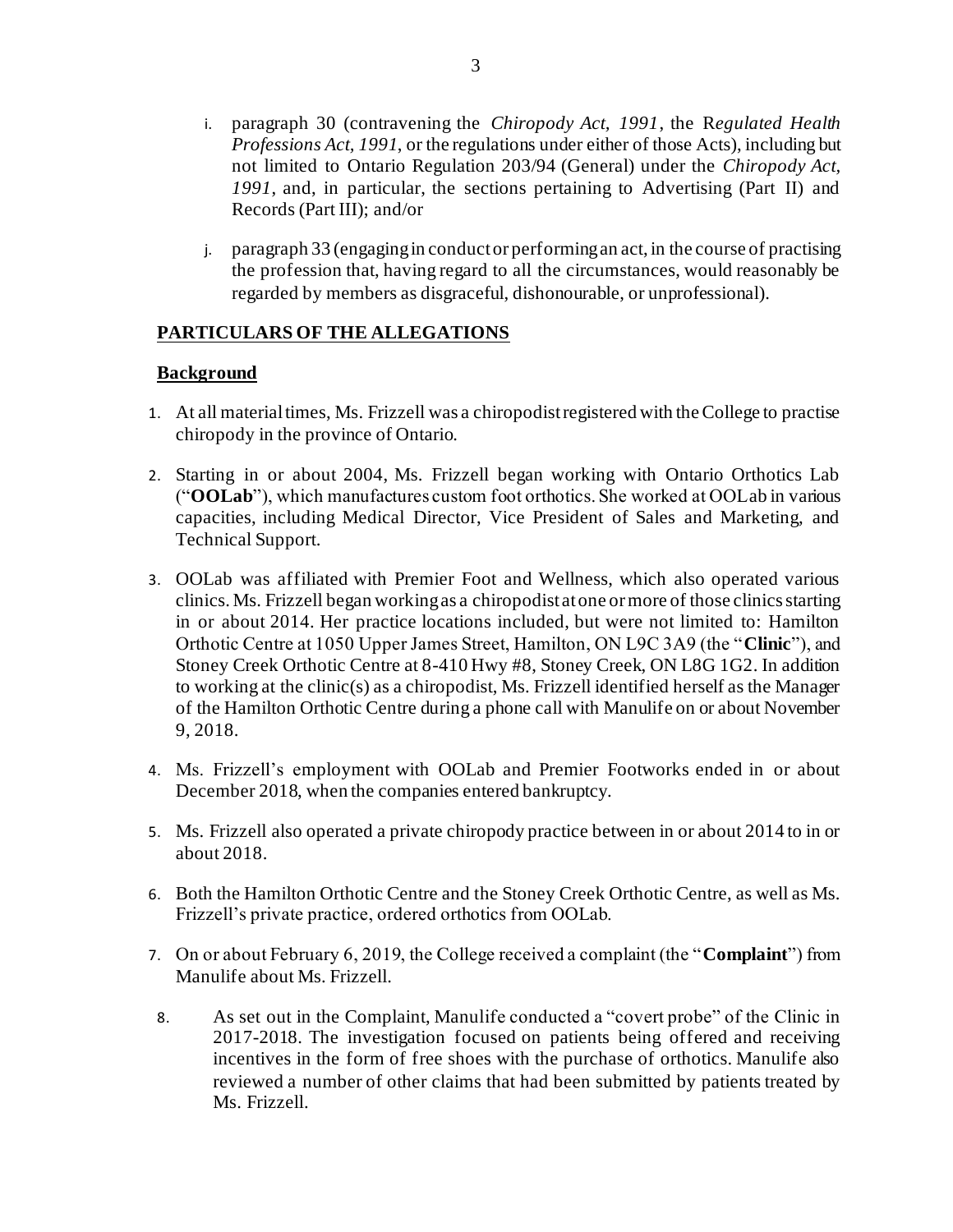i. paragraph 30 (contravening the *Chiropody Act, 1991*, the R*egulated Health Professions Act, 1991*, or the regulations under either of those Acts), including but not limited to Ontario Regulation 203/94 (General) under the *Chiropody Act, 1991*, and, in particular, the sections pertaining to Advertising (Part II) and Records (Part III); and/or

j. paragraph 33 (engaging in conduct or performing an act, in the course of practising the profession that, having regard to all the circumstances, would reasonably be regarded by members as disgraceful, dishonourable, or unprofessional).

## PARTICULARS OF THE ALLEGATIONS

### Background

1. At all material times, Ms. Frizzell was a chiropodist registered with the College to practise chiropody in the province of Ontario.

2. Starting in or about 2004, Ms. Frizzell began working with Ontario Orthotics Lab ("**OOLab**"), which manufactures custom foot orthotics. She worked at OOLab in various capacities, including Medical Director, Vice President of Sales and Marketing, and Technical Support.

3. OOLab was affiliated with Premier Foot and Wellness, which also operated various clinics. Ms. Frizzell began working as a chiropodist at one or more of those clinics starting in or about 2014. Her practice locations included, but were not limited to: Hamilton Orthotic Centre at 1050 Upper James Street, Hamilton, ON L9C 3A9 (the "**Clinic**"), and Stoney Creek Orthotic Centre at 8-410 Hwy #8, Stoney Creek, ON L8G 1G2. In addition to working at the clinic(s) as a chiropodist, Ms. Frizzell identified herself as the Manager of the Hamilton Orthotic Centre during a phone call with Manulife on or about November 9, 2018.

4. Ms. Frizzell's employment with OOLab and Premier Footworks ended in or about December 2018, when the companies entered bankruptcy.

5. Ms. Frizzell also operated a private chiropody practice between in or about 2014 to in or about 2018.

6. Both the Hamilton Orthotic Centre and the Stoney Creek Orthotic Centre, as well as Ms. Frizzell's private practice, ordered orthotics from OOLab.

7. On or about February 6, 2019, the College received a complaint (the "**Complaint**") from Manulife about Ms. Frizzell.

8. As set out in the Complaint, Manulife conducted a "covert probe" of the Clinic in 2017-2018. The investigation focused on patients being offered and receiving incentives in the form of free shoes with the purchase of orthotics. Manulife also reviewed a number of other claims that had been submitted by patients treated by Ms. Frizzell.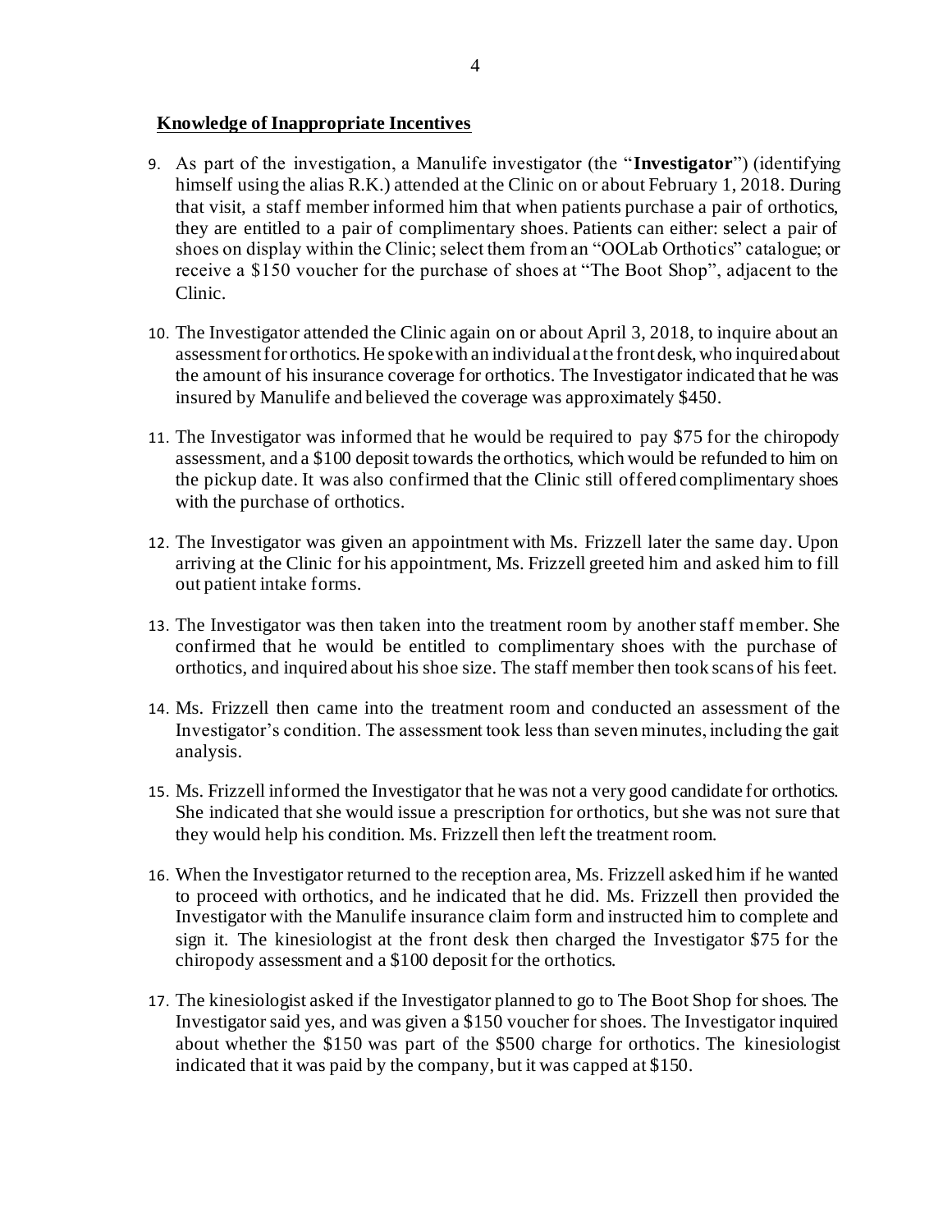**Knowledge of Inappropriate Incentives**

9. As part of the investigation, a Manulife investigator (the "**Investigator**") (identifying himself using the alias R.K.) attended at the Clinic on or about February 1, 2018. During that visit, a staff member informed him that when patients purchase a pair of orthotics, they are entitled to a pair of complimentary shoes. Patients can either: select a pair of shoes on display within the Clinic; select them from an "OOLab Orthotics" catalogue; or receive a $150 voucher for the purchase of shoes at "The Boot Shop", adjacent to the Clinic.

10. The Investigator attended the Clinic again on or about April 3, 2018, to inquire about an assessment for orthotics. He spoke with an individual at the front desk, who inquired about the amount of his insurance coverage for orthotics. The Investigator indicated that he was insured by Manulife and believed the coverage was approximately $450.

11. The Investigator was informed that he would be required to pay $75 for the chiropody assessment, and a $100 deposit towards the orthotics, which would be refunded to him on the pickup date. It was also confirmed that the Clinic still offered complimentary shoes with the purchase of orthotics.

12. The Investigator was given an appointment with Ms. Frizzell later the same day. Upon arriving at the Clinic for his appointment, Ms. Frizzell greeted him and asked him to fill out patient intake forms.

13. The Investigator was then taken into the treatment room by another staff member. She confirmed that he would be entitled to complimentary shoes with the purchase of orthotics, and inquired about his shoe size. The staff member then took scans of his feet.

14. Ms. Frizzell then came into the treatment room and conducted an assessment of the Investigator's condition. The assessment took less than seven minutes, including the gait analysis.

15. Ms. Frizzell informed the Investigator that he was not a very good candidate for orthotics. She indicated that she would issue a prescription for orthotics, but she was not sure that they would help his condition. Ms. Frizzell then left the treatment room.

16. When the Investigator returned to the reception area, Ms. Frizzell asked him if he wanted to proceed with orthotics, and he indicated that he did. Ms. Frizzell then provided the Investigator with the Manulife insurance claim form and instructed him to complete and sign it. The kinesiologist at the front desk then charged the Investigator $75 for the chiropody assessment and a $100 deposit for the orthotics.

17. The kinesiologist asked if the Investigator planned to go to The Boot Shop for shoes. The Investigator said yes, and was given a $150 voucher for shoes. The Investigator inquired about whether the $150 was part of the $500 charge for orthotics. The kinesiologist indicated that it was paid by the company, but it was capped at $150.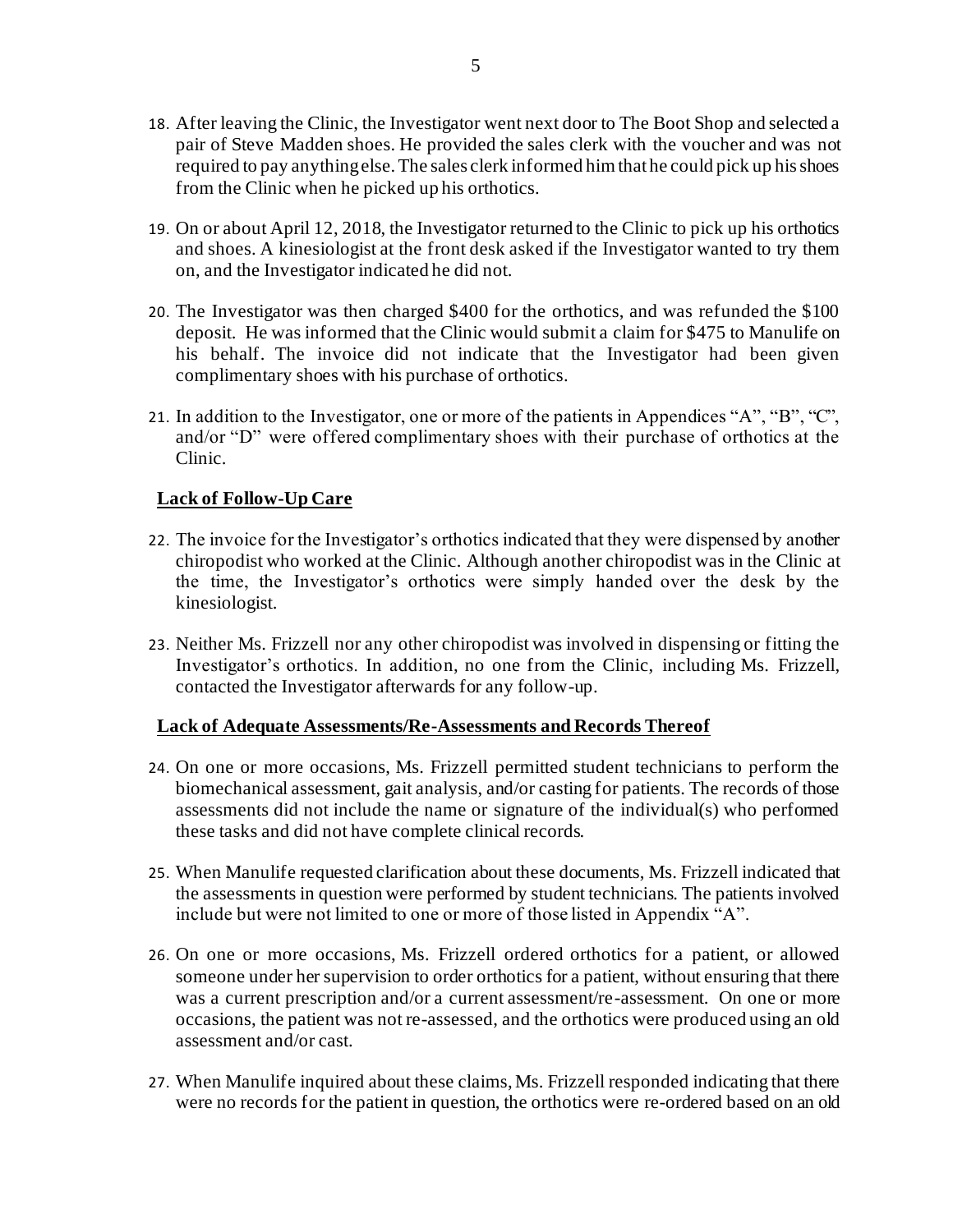18. After leaving the Clinic, the Investigator went next door to The Boot Shop and selected a pair of Steve Madden shoes. He provided the sales clerk with the voucher and was not required to pay anything else. The sales clerk informed him that he could pick up his shoes from the Clinic when he picked up his orthotics.

19. On or about April 12, 2018, the Investigator returned to the Clinic to pick up his orthotics and shoes. A kinesiologist at the front desk asked if the Investigator wanted to try them on, and the Investigator indicated he did not.

20. The Investigator was then charged $400 for the orthotics, and was refunded the $100 deposit. He was informed that the Clinic would submit a claim for $475 to Manulife on his behalf. The invoice did not indicate that the Investigator had been given complimentary shoes with his purchase of orthotics.

21. In addition to the Investigator, one or more of the patients in Appendices "A", "B", "C", and/or "D" were offered complimentary shoes with their purchase of orthotics at the Clinic.

**Lack of Follow-Up Care**

22. The invoice for the Investigator's orthotics indicated that they were dispensed by another chiropodist who worked at the Clinic. Although another chiropodist was in the Clinic at the time, the Investigator's orthotics were simply handed over the desk by the kinesiologist.

23. Neither Ms. Frizzell nor any other chiropodist was involved in dispensing or fitting the Investigator's orthotics. In addition, no one from the Clinic, including Ms. Frizzell, contacted the Investigator afterwards for any follow-up.

**Lack of Adequate Assessments/Re-Assessments and Records Thereof**

24. On one or more occasions, Ms. Frizzell permitted student technicians to perform the biomechanical assessment, gait analysis, and/or casting for patients. The records of those assessments did not include the name or signature of the individual(s) who performed these tasks and did not have complete clinical records.

25. When Manulife requested clarification about these documents, Ms. Frizzell indicated that the assessments in question were performed by student technicians. The patients involved include but were not limited to one or more of those listed in Appendix "A".

26. On one or more occasions, Ms. Frizzell ordered orthotics for a patient, or allowed someone under her supervision to order orthotics for a patient, without ensuring that there was a current prescription and/or a current assessment/re-assessment. On one or more occasions, the patient was not re-assessed, and the orthotics were produced using an old assessment and/or cast.

27. When Manulife inquired about these claims, Ms. Frizzell responded indicating that there were no records for the patient in question, the orthotics were re-ordered based on an old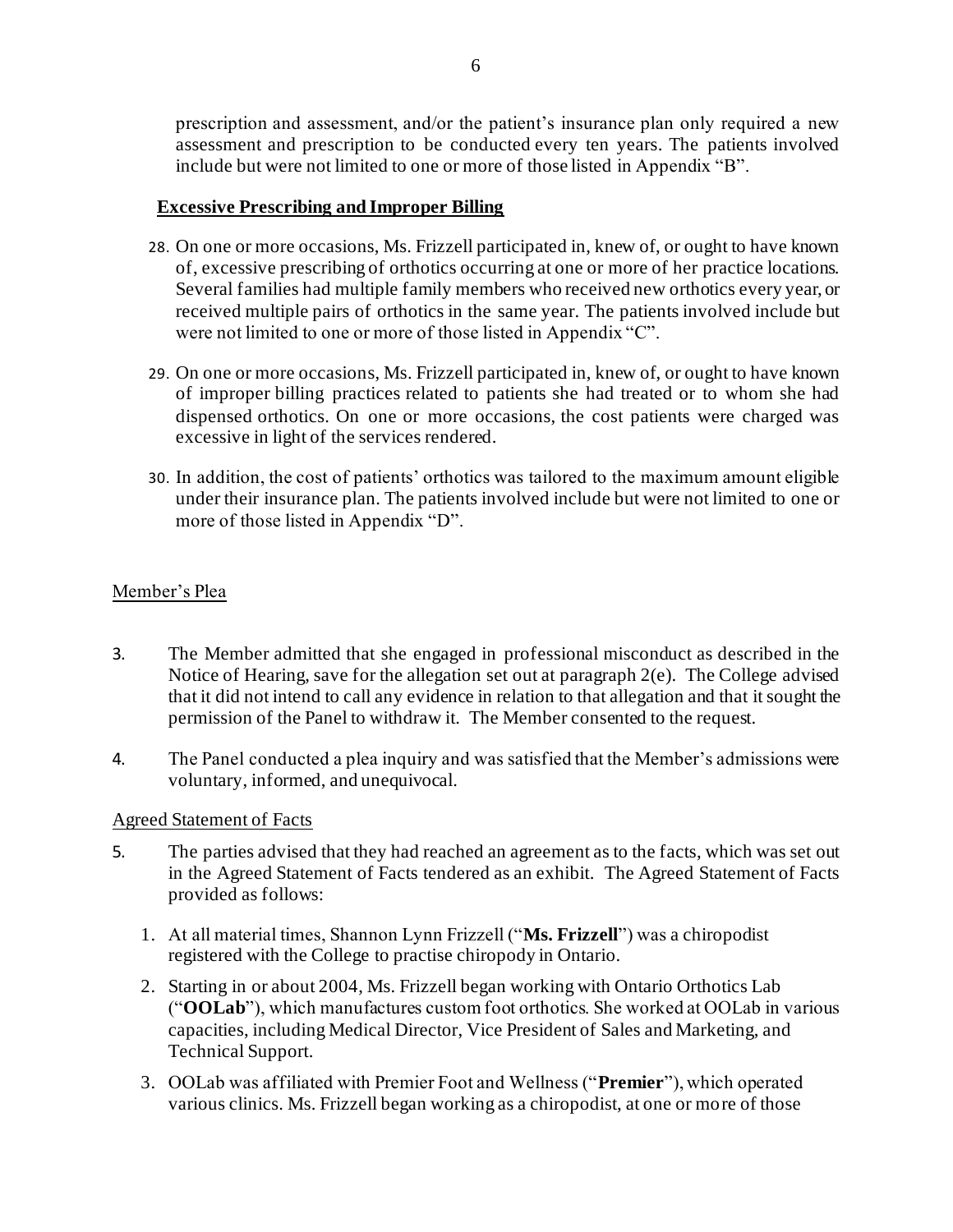prescription and assessment, and/or the patient's insurance plan only required a new assessment and prescription to be conducted every ten years. The patients involved include but were not limited to one or more of those listed in Appendix "B".

**Excessive Prescribing and Improper Billing**

28. On one or more occasions, Ms. Frizzell participated in, knew of, or ought to have known of, excessive prescribing of orthotics occurring at one or more of her practice locations. Several families had multiple family members who received new orthotics every year, or received multiple pairs of orthotics in the same year. The patients involved include but were not limited to one or more of those listed in Appendix "C".

29. On one or more occasions, Ms. Frizzell participated in, knew of, or ought to have known of improper billing practices related to patients she had treated or to whom she had dispensed orthotics. On one or more occasions, the cost patients were charged was excessive in light of the services rendered.

30. In addition, the cost of patients' orthotics was tailored to the maximum amount eligible under their insurance plan. The patients involved include but were not limited to one or more of those listed in Appendix "D".

Member's Plea

3. The Member admitted that she engaged in professional misconduct as described in the Notice of Hearing, save for the allegation set out at paragraph 2(e). The College advised that it did not intend to call any evidence in relation to that allegation and that it sought the permission of the Panel to withdraw it. The Member consented to the request.

4. The Panel conducted a plea inquiry and was satisfied that the Member's admissions were voluntary, informed, and unequivocal.

Agreed Statement of Facts

5. The parties advised that they had reached an agreement as to the facts, which was set out in the Agreed Statement of Facts tendered as an exhibit. The Agreed Statement of Facts provided as follows:

    1. At all material times, Shannon Lynn Frizzell ("**Ms. Frizzell**") was a chiropodist registered with the College to practise chiropody in Ontario.

    2. Starting in or about 2004, Ms. Frizzell began working with Ontario Orthotics Lab ("**OOLab**"), which manufactures custom foot orthotics. She worked at OOLab in various capacities, including Medical Director, Vice President of Sales and Marketing, and Technical Support.

    3. OOLab was affiliated with Premier Foot and Wellness ("**Premier**"), which operated various clinics. Ms. Frizzell began working as a chiropodist, at one or more of those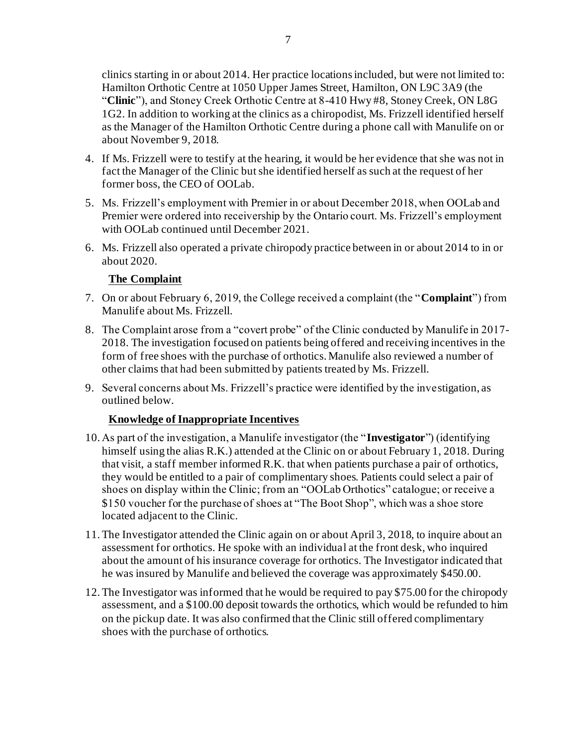clinics starting in or about 2014. Her practice locations included, but were not limited to: Hamilton Orthotic Centre at 1050 Upper James Street, Hamilton, ON L9C 3A9 (the "**Clinic**"), and Stoney Creek Orthotic Centre at 8-410 Hwy #8, Stoney Creek, ON L8G 1G2. In addition to working at the clinics as a chiropodist, Ms. Frizzell identified herself as the Manager of the Hamilton Orthotic Centre during a phone call with Manulife on or about November 9, 2018.

4. If Ms. Frizzell were to testify at the hearing, it would be her evidence that she was not in fact the Manager of the Clinic but she identified herself as such at the request of her former boss, the CEO of OOLab.
5. Ms. Frizzell's employment with Premier in or about December 2018, when OOLab and Premier were ordered into receivership by the Ontario court. Ms. Frizzell's employment with OOLab continued until December 2021.
6. Ms. Frizzell also operated a private chiropody practice between in or about 2014 to in or about 2020.

**The Complaint**

7. On or about February 6, 2019, the College received a complaint (the "**Complaint**") from Manulife about Ms. Frizzell.
8. The Complaint arose from a "covert probe" of the Clinic conducted by Manulife in 2017-2018. The investigation focused on patients being offered and receiving incentives in the form of free shoes with the purchase of orthotics. Manulife also reviewed a number of other claims that had been submitted by patients treated by Ms. Frizzell.
9. Several concerns about Ms. Frizzell's practice were identified by the investigation, as outlined below.

**Knowledge of Inappropriate Incentives**

10. As part of the investigation, a Manulife investigator (the "**Investigator**") (identifying himself using the alias R.K.) attended at the Clinic on or about February 1, 2018. During that visit, a staff member informed R.K. that when patients purchase a pair of orthotics, they would be entitled to a pair of complimentary shoes. Patients could select a pair of shoes on display within the Clinic; from an "OOLab Orthotics" catalogue; or receive a $150 voucher for the purchase of shoes at "The Boot Shop", which was a shoe store located adjacent to the Clinic.
11. The Investigator attended the Clinic again on or about April 3, 2018, to inquire about an assessment for orthotics. He spoke with an individual at the front desk, who inquired about the amount of his insurance coverage for orthotics. The Investigator indicated that he was insured by Manulife and believed the coverage was approximately $450.00.
12. The Investigator was informed that he would be required to pay $75.00 for the chiropody assessment, and a $100.00 deposit towards the orthotics, which would be refunded to him on the pickup date. It was also confirmed that the Clinic still offered complimentary shoes with the purchase of orthotics.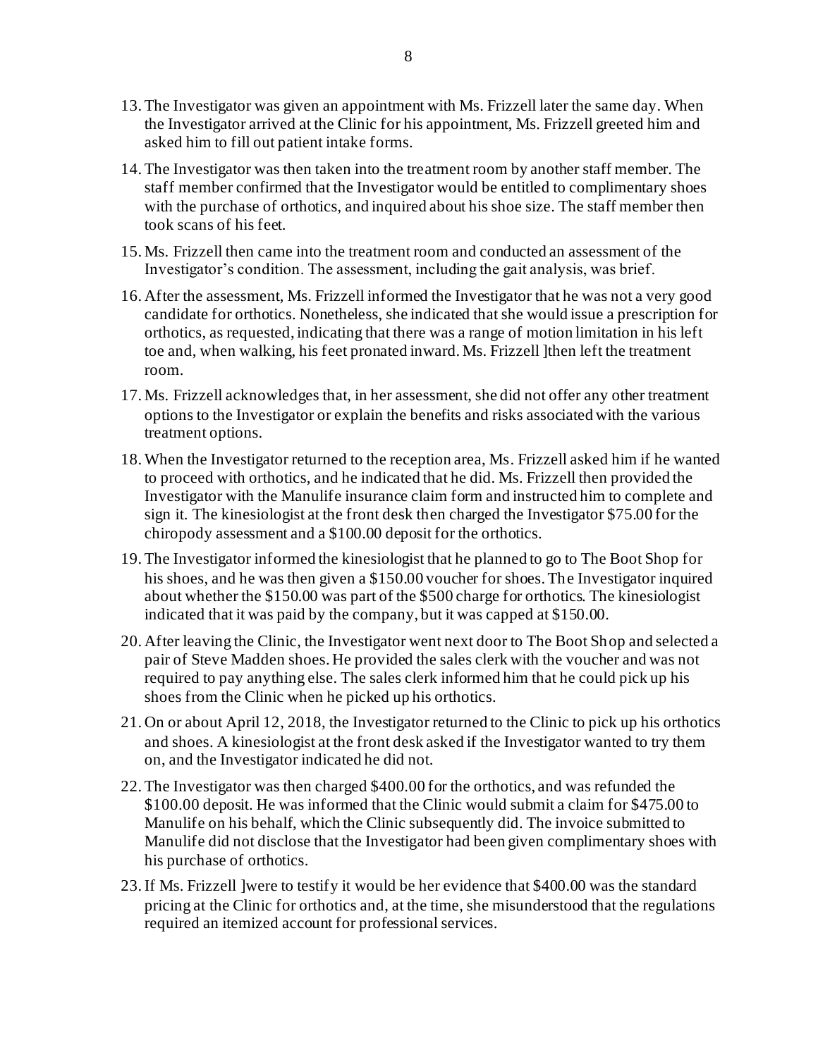13. The Investigator was given an appointment with Ms. Frizzell later the same day. When the Investigator arrived at the Clinic for his appointment, Ms. Frizzell greeted him and asked him to fill out patient intake forms.

14. The Investigator was then taken into the treatment room by another staff member. The staff member confirmed that the Investigator would be entitled to complimentary shoes with the purchase of orthotics, and inquired about his shoe size. The staff member then took scans of his feet.

15. Ms. Frizzell then came into the treatment room and conducted an assessment of the Investigator's condition. The assessment, including the gait analysis, was brief.

16. After the assessment, Ms. Frizzell informed the Investigator that he was not a very good candidate for orthotics. Nonetheless, she indicated that she would issue a prescription for orthotics, as requested, indicating that there was a range of motion limitation in his left toe and, when walking, his feet pronated inward. Ms. Frizzell ]then left the treatment room.

17. Ms. Frizzell acknowledges that, in her assessment, she did not offer any other treatment options to the Investigator or explain the benefits and risks associated with the various treatment options.

18. When the Investigator returned to the reception area, Ms. Frizzell asked him if he wanted to proceed with orthotics, and he indicated that he did. Ms. Frizzell then provided the Investigator with the Manulife insurance claim form and instructed him to complete and sign it. The kinesiologist at the front desk then charged the Investigator $75.00 for the chiropody assessment and a $100.00 deposit for the orthotics.

19. The Investigator informed the kinesiologist that he planned to go to The Boot Shop for his shoes, and he was then given a $150.00 voucher for shoes. The Investigator inquired about whether the $150.00 was part of the $500 charge for orthotics. The kinesiologist indicated that it was paid by the company, but it was capped at $150.00.

20. After leaving the Clinic, the Investigator went next door to The Boot Shop and selected a pair of Steve Madden shoes. He provided the sales clerk with the voucher and was not required to pay anything else. The sales clerk informed him that he could pick up his shoes from the Clinic when he picked up his orthotics.

21. On or about April 12, 2018, the Investigator returned to the Clinic to pick up his orthotics and shoes. A kinesiologist at the front desk asked if the Investigator wanted to try them on, and the Investigator indicated he did not.

22. The Investigator was then charged $400.00 for the orthotics, and was refunded the $100.00 deposit. He was informed that the Clinic would submit a claim for $475.00 to Manulife on his behalf, which the Clinic subsequently did. The invoice submitted to Manulife did not disclose that the Investigator had been given complimentary shoes with his purchase of orthotics.

23. If Ms. Frizzell ]were to testify it would be her evidence that $400.00 was the standard pricing at the Clinic for orthotics and, at the time, she misunderstood that the regulations required an itemized account for professional services.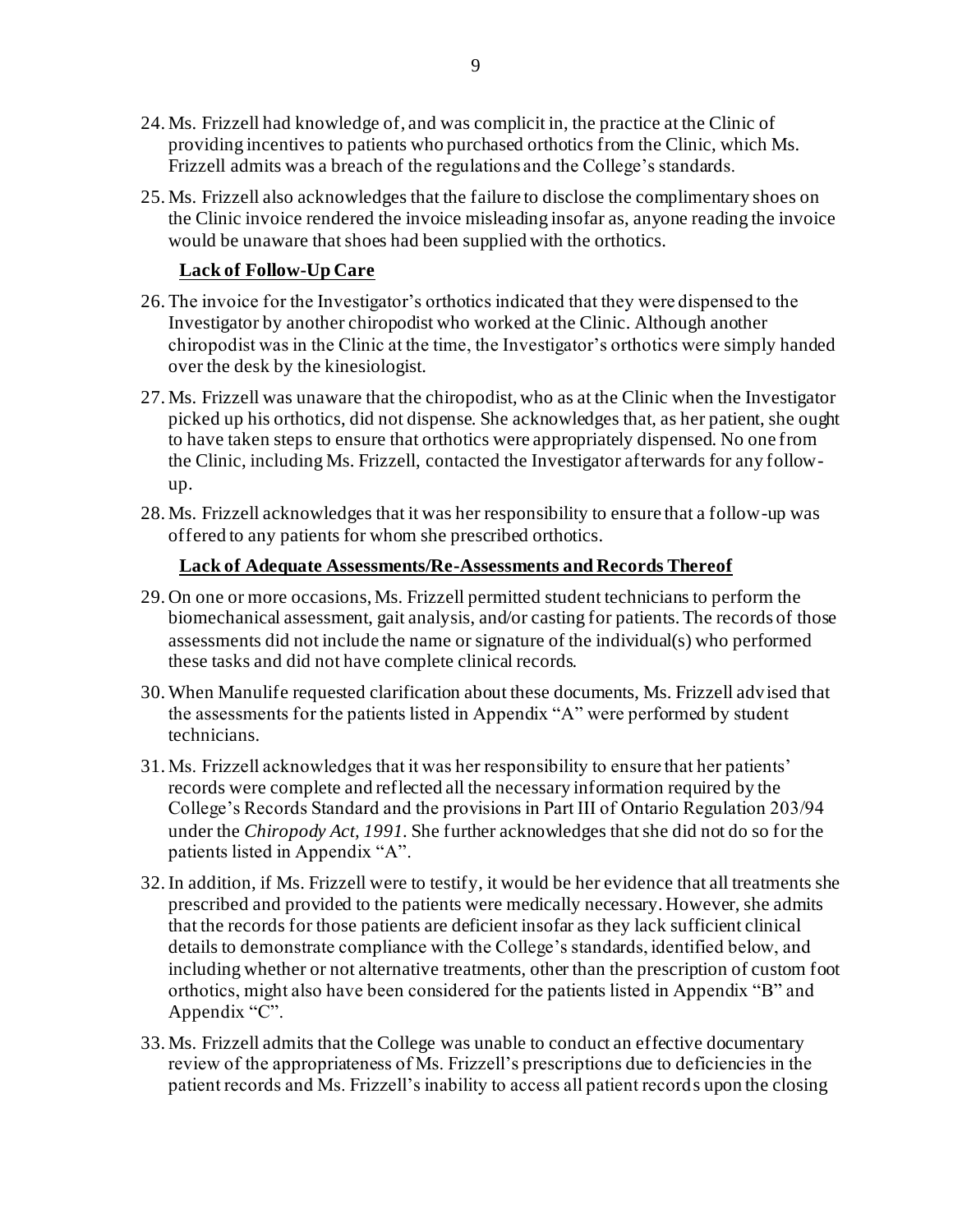24. Ms. Frizzell had knowledge of, and was complicit in, the practice at the Clinic of providing incentives to patients who purchased orthotics from the Clinic, which Ms. Frizzell admits was a breach of the regulations and the College's standards.

25. Ms. Frizzell also acknowledges that the failure to disclose the complimentary shoes on the Clinic invoice rendered the invoice misleading insofar as, anyone reading the invoice would be unaware that shoes had been supplied with the orthotics.

**Lack of Follow-Up Care**

26. The invoice for the Investigator's orthotics indicated that they were dispensed to the Investigator by another chiropodist who worked at the Clinic. Although another chiropodist was in the Clinic at the time, the Investigator's orthotics were simply handed over the desk by the kinesiologist.

27. Ms. Frizzell was unaware that the chiropodist, who as at the Clinic when the Investigator picked up his orthotics, did not dispense. She acknowledges that, as her patient, she ought to have taken steps to ensure that orthotics were appropriately dispensed. No one from the Clinic, including Ms. Frizzell, contacted the Investigator afterwards for any follow-up.

28. Ms. Frizzell acknowledges that it was her responsibility to ensure that a follow-up was offered to any patients for whom she prescribed orthotics.

**Lack of Adequate Assessments/Re-Assessments and Records Thereof**

29. On one or more occasions, Ms. Frizzell permitted student technicians to perform the biomechanical assessment, gait analysis, and/or casting for patients. The records of those assessments did not include the name or signature of the individual(s) who performed these tasks and did not have complete clinical records.

30. When Manulife requested clarification about these documents, Ms. Frizzell advised that the assessments for the patients listed in Appendix "A" were performed by student technicians.

31. Ms. Frizzell acknowledges that it was her responsibility to ensure that her patients' records were complete and reflected all the necessary information required by the College's Records Standard and the provisions in Part III of Ontario Regulation 203/94 under the *Chiropody Act, 1991*. She further acknowledges that she did not do so for the patients listed in Appendix "A".

32. In addition, if Ms. Frizzell were to testify, it would be her evidence that all treatments she prescribed and provided to the patients were medically necessary. However, she admits that the records for those patients are deficient insofar as they lack sufficient clinical details to demonstrate compliance with the College's standards, identified below, and including whether or not alternative treatments, other than the prescription of custom foot orthotics, might also have been considered for the patients listed in Appendix "B" and Appendix "C".

33. Ms. Frizzell admits that the College was unable to conduct an effective documentary review of the appropriateness of Ms. Frizzell's prescriptions due to deficiencies in the patient records and Ms. Frizzell's inability to access all patient records upon the closing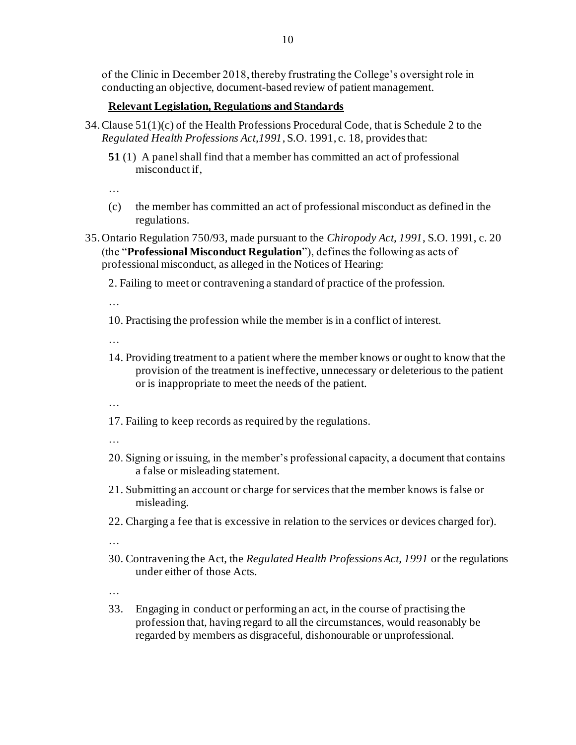of the Clinic in December 2018, thereby frustrating the College's oversight role in conducting an objective, document-based review of patient management.

**Relevant Legislation, Regulations and Standards**

34. Clause 51(1)(c) of the Health Professions Procedural Code, that is Schedule 2 to the *Regulated Health Professions Act,1991*, S.O. 1991, c. 18, provides that:

    **51** (1) A panel shall find that a member has committed an act of professional misconduct if,

    …

    (c) the member has committed an act of professional misconduct as defined in the regulations.

35. Ontario Regulation 750/93, made pursuant to the *Chiropody Act, 1991*, S.O. 1991, c. 20 (the "**Professional Misconduct Regulation**"), defines the following as acts of professional misconduct, as alleged in the Notices of Hearing:

    2. Failing to meet or contravening a standard of practice of the profession.

    …

    10. Practising the profession while the member is in a conflict of interest.

    …

    14. Providing treatment to a patient where the member knows or ought to know that the provision of the treatment is ineffective, unnecessary or deleterious to the patient or is inappropriate to meet the needs of the patient.

    …

    17. Failing to keep records as required by the regulations.

    …

    20. Signing or issuing, in the member's professional capacity, a document that contains a false or misleading statement.

    21. Submitting an account or charge for services that the member knows is false or misleading.

    22. Charging a fee that is excessive in relation to the services or devices charged for).

    …

    30. Contravening the Act, the *Regulated Health Professions Act, 1991* or the regulations under either of those Acts.

    …

    33. Engaging in conduct or performing an act, in the course of practising the profession that, having regard to all the circumstances, would reasonably be regarded by members as disgraceful, dishonourable or unprofessional.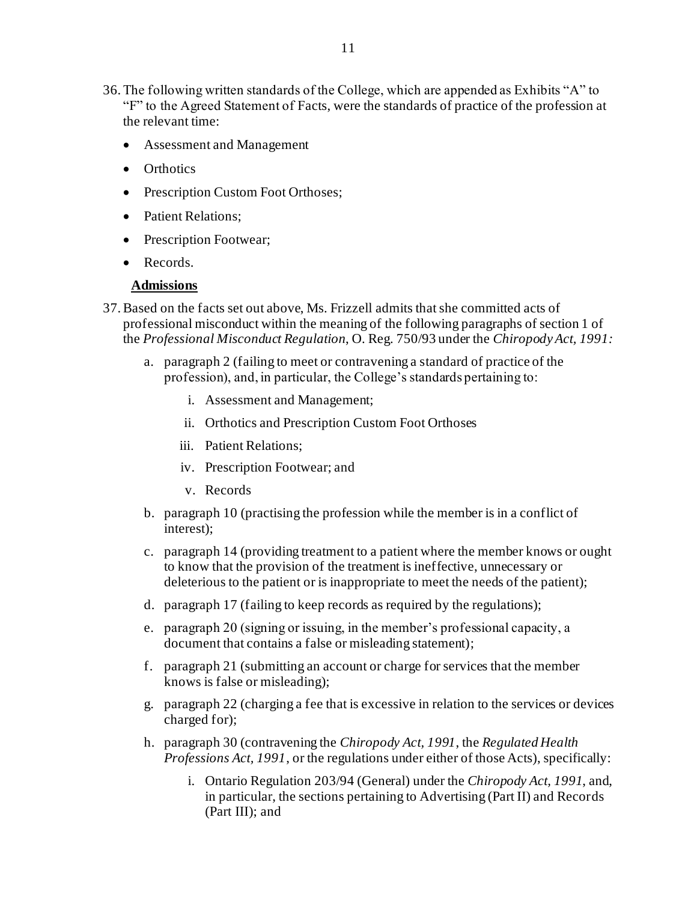36. The following written standards of the College, which are appended as Exhibits "A" to "F" to the Agreed Statement of Facts, were the standards of practice of the profession at the relevant time:

    - Assessment and Management
    - Orthotics
    - Prescription Custom Foot Orthoses;
    - Patient Relations;
    - Prescription Footwear;
    - Records.

**Admissions**

37. Based on the facts set out above, Ms. Frizzell admits that she committed acts of professional misconduct within the meaning of the following paragraphs of section 1 of the *Professional Misconduct Regulation*, O. Reg. 750/93 under the *Chiropody Act, 1991:*

    a. paragraph 2 (failing to meet or contravening a standard of practice of the profession), and, in particular, the College's standards pertaining to:

        i. Assessment and Management;

        ii. Orthotics and Prescription Custom Foot Orthoses

        iii. Patient Relations;

        iv. Prescription Footwear; and

        v. Records

    b. paragraph 10 (practising the profession while the member is in a conflict of interest);

    c. paragraph 14 (providing treatment to a patient where the member knows or ought to know that the provision of the treatment is ineffective, unnecessary or deleterious to the patient or is inappropriate to meet the needs of the patient);

    d. paragraph 17 (failing to keep records as required by the regulations);

    e. paragraph 20 (signing or issuing, in the member's professional capacity, a document that contains a false or misleading statement);

    f. paragraph 21 (submitting an account or charge for services that the member knows is false or misleading);

    g. paragraph 22 (charging a fee that is excessive in relation to the services or devices charged for);

    h. paragraph 30 (contravening the *Chiropody Act, 1991*, the *Regulated Health Professions Act, 1991*, or the regulations under either of those Acts), specifically:

        i. Ontario Regulation 203/94 (General) under the *Chiropody Act, 1991*, and, in particular, the sections pertaining to Advertising (Part II) and Records (Part III); and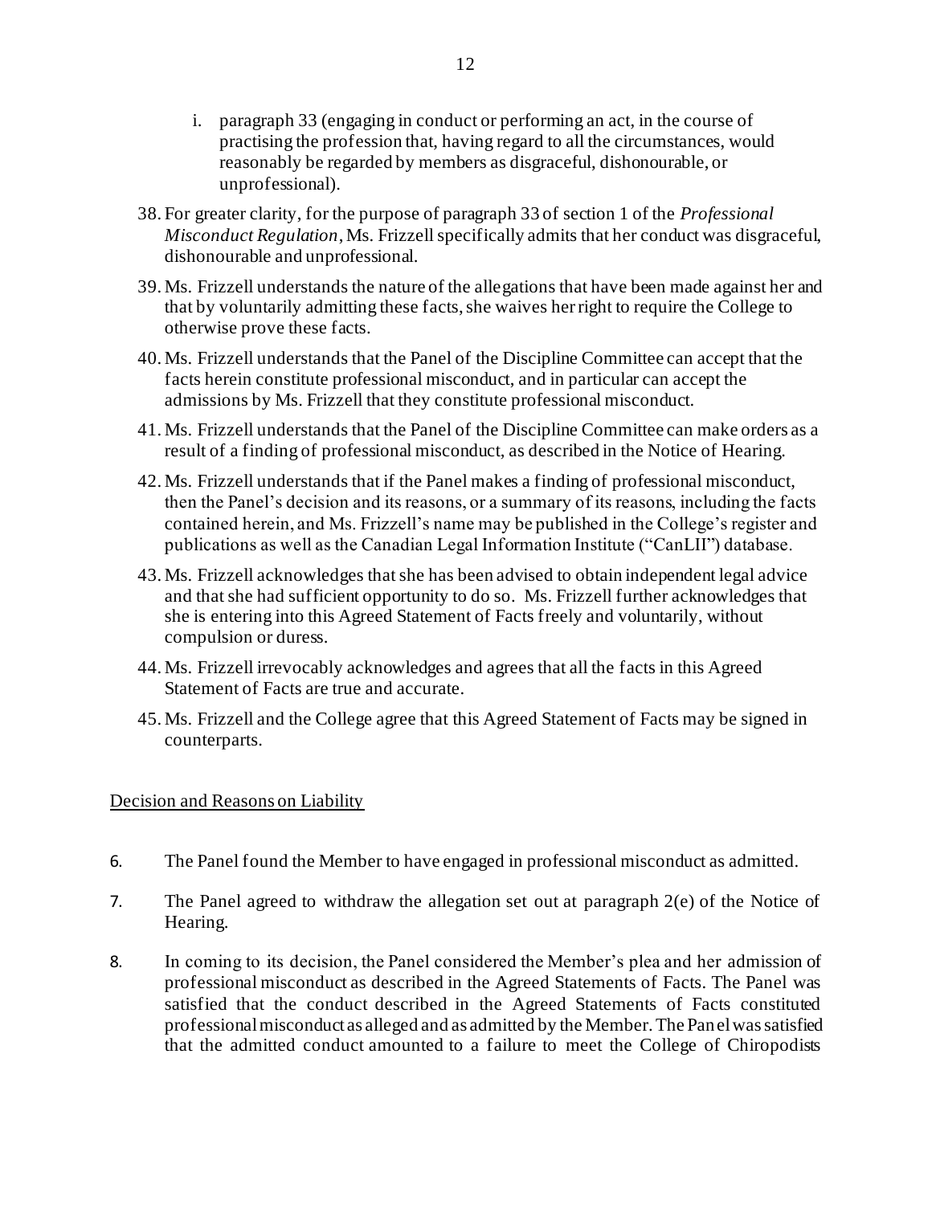i. paragraph 33 (engaging in conduct or performing an act, in the course of practising the profession that, having regard to all the circumstances, would reasonably be regarded by members as disgraceful, dishonourable, or unprofessional).

38. For greater clarity, for the purpose of paragraph 33 of section 1 of the *Professional Misconduct Regulation*, Ms. Frizzell specifically admits that her conduct was disgraceful, dishonourable and unprofessional.

39. Ms. Frizzell understands the nature of the allegations that have been made against her and that by voluntarily admitting these facts, she waives her right to require the College to otherwise prove these facts.

40. Ms. Frizzell understands that the Panel of the Discipline Committee can accept that the facts herein constitute professional misconduct, and in particular can accept the admissions by Ms. Frizzell that they constitute professional misconduct.

41. Ms. Frizzell understands that the Panel of the Discipline Committee can make orders as a result of a finding of professional misconduct, as described in the Notice of Hearing.

42. Ms. Frizzell understands that if the Panel makes a finding of professional misconduct, then the Panel's decision and its reasons, or a summary of its reasons, including the facts contained herein, and Ms. Frizzell's name may be published in the College's register and publications as well as the Canadian Legal Information Institute ("CanLII") database.

43. Ms. Frizzell acknowledges that she has been advised to obtain independent legal advice and that she had sufficient opportunity to do so. Ms. Frizzell further acknowledges that she is entering into this Agreed Statement of Facts freely and voluntarily, without compulsion or duress.

44. Ms. Frizzell irrevocably acknowledges and agrees that all the facts in this Agreed Statement of Facts are true and accurate.

45. Ms. Frizzell and the College agree that this Agreed Statement of Facts may be signed in counterparts.

## Decision and Reasons on Liability

6. The Panel found the Member to have engaged in professional misconduct as admitted.

7. The Panel agreed to withdraw the allegation set out at paragraph 2(e) of the Notice of Hearing.

8. In coming to its decision, the Panel considered the Member's plea and her admission of professional misconduct as described in the Agreed Statements of Facts. The Panel was satisfied that the conduct described in the Agreed Statements of Facts constituted professional misconduct as alleged and as admitted by the Member. The Panel was satisfied that the admitted conduct amounted to a failure to meet the College of Chiropodists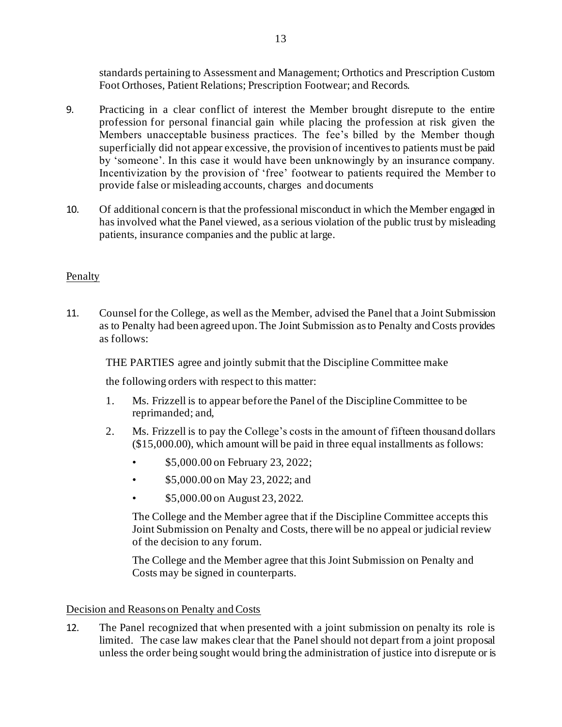standards pertaining to Assessment and Management; Orthotics and Prescription Custom Foot Orthoses, Patient Relations; Prescription Footwear; and Records.

9. Practicing in a clear conflict of interest the Member brought disrepute to the entire profession for personal financial gain while placing the profession at risk given the Members unacceptable business practices. The fee's billed by the Member though superficially did not appear excessive, the provision of incentives to patients must be paid by 'someone'. In this case it would have been unknowingly by an insurance company. Incentivization by the provision of 'free' footwear to patients required the Member to provide false or misleading accounts, charges and documents

10. Of additional concern is that the professional misconduct in which the Member engaged in has involved what the Panel viewed, as a serious violation of the public trust by misleading patients, insurance companies and the public at large.

## Penalty

11. Counsel for the College, as well as the Member, advised the Panel that a Joint Submission as to Penalty had been agreed upon. The Joint Submission as to Penalty and Costs provides as follows:

    THE PARTIES agree and jointly submit that the Discipline Committee make

    the following orders with respect to this matter:

    1. Ms. Frizzell is to appear before the Panel of the Discipline Committee to be reprimanded; and,
    2. Ms. Frizzell is to pay the College's costs in the amount of fifteen thousand dollars ($15,000.00), which amount will be paid in three equal installments as follows:
        - $5,000.00 on February 23, 2022;
        - $5,000.00 on May 23, 2022; and
        - $5,000.00 on August 23, 2022.

    The College and the Member agree that if the Discipline Committee accepts this Joint Submission on Penalty and Costs, there will be no appeal or judicial review of the decision to any forum.

    The College and the Member agree that this Joint Submission on Penalty and Costs may be signed in counterparts.

## Decision and Reasons on Penalty and Costs

12. The Panel recognized that when presented with a joint submission on penalty its role is limited. The case law makes clear that the Panel should not depart from a joint proposal unless the order being sought would bring the administration of justice into disrepute or is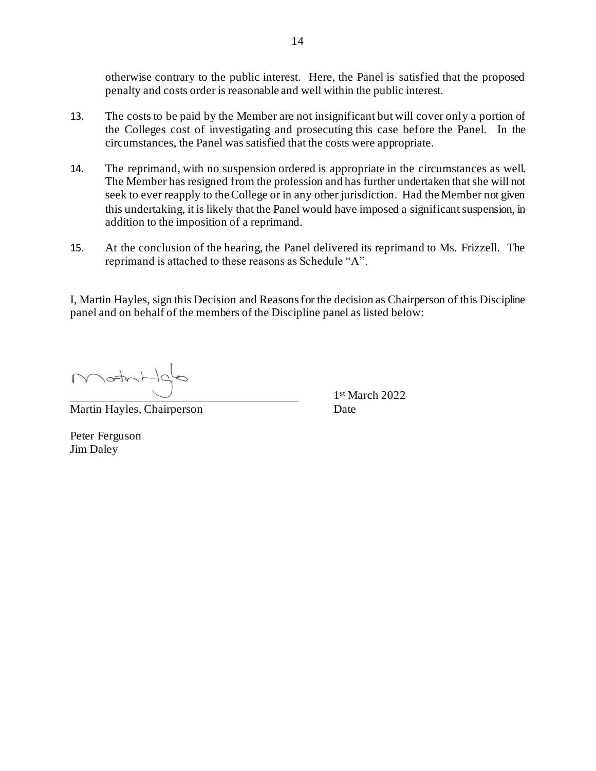otherwise contrary to the public interest. Here, the Panel is satisfied that the proposed penalty and costs order is reasonable and well within the public interest.

13. The costs to be paid by the Member are not insignificant but will cover only a portion of the Colleges cost of investigating and prosecuting this case before the Panel. In the circumstances, the Panel was satisfied that the costs were appropriate.

14. The reprimand, with no suspension ordered is appropriate in the circumstances as well. The Member has resigned from the profession and has further undertaken that she will not seek to ever reapply to the College or in any other jurisdiction. Had the Member not given this undertaking, it is likely that the Panel would have imposed a significant suspension, in addition to the imposition of a reprimand.

15. At the conclusion of the hearing, the Panel delivered its reprimand to Ms. Frizzell. The reprimand is attached to these reasons as Schedule "A".

I, Martin Hayles, sign this Decision and Reasons for the decision as Chairperson of this Discipline panel and on behalf of the members of the Discipline panel as listed below:

Martin Hayles, Chairperson — 1st March 2022 (Date)

Peter Ferguson
Jim Daley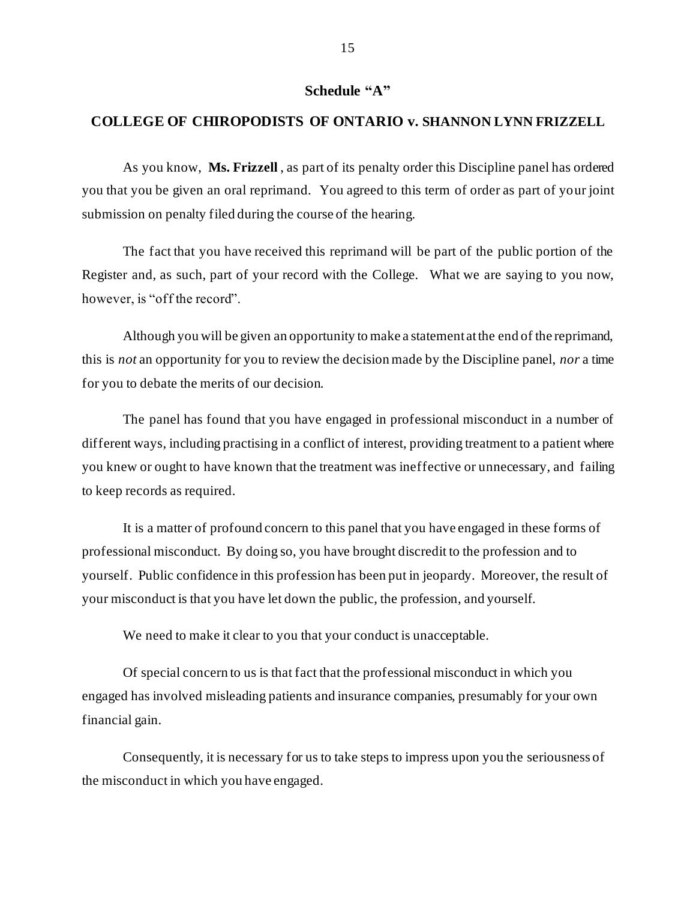## Schedule "A"

## COLLEGE OF CHIROPODISTS OF ONTARIO v. SHANNON LYNN FRIZZELL

As you know, **Ms. Frizzell** , as part of its penalty order this Discipline panel has ordered you that you be given an oral reprimand. You agreed to this term of order as part of your joint submission on penalty filed during the course of the hearing.

The fact that you have received this reprimand will be part of the public portion of the Register and, as such, part of your record with the College. What we are saying to you now, however, is "off the record".

Although you will be given an opportunity to make a statement at the end of the reprimand, this is *not* an opportunity for you to review the decision made by the Discipline panel, *nor* a time for you to debate the merits of our decision.

The panel has found that you have engaged in professional misconduct in a number of different ways, including practising in a conflict of interest, providing treatment to a patient where you knew or ought to have known that the treatment was ineffective or unnecessary, and failing to keep records as required.

It is a matter of profound concern to this panel that you have engaged in these forms of professional misconduct. By doing so, you have brought discredit to the profession and to yourself. Public confidence in this profession has been put in jeopardy. Moreover, the result of your misconduct is that you have let down the public, the profession, and yourself.

We need to make it clear to you that your conduct is unacceptable.

Of special concern to us is that fact that the professional misconduct in which you engaged has involved misleading patients and insurance companies, presumably for your own financial gain.

Consequently, it is necessary for us to take steps to impress upon you the seriousness of the misconduct in which you have engaged.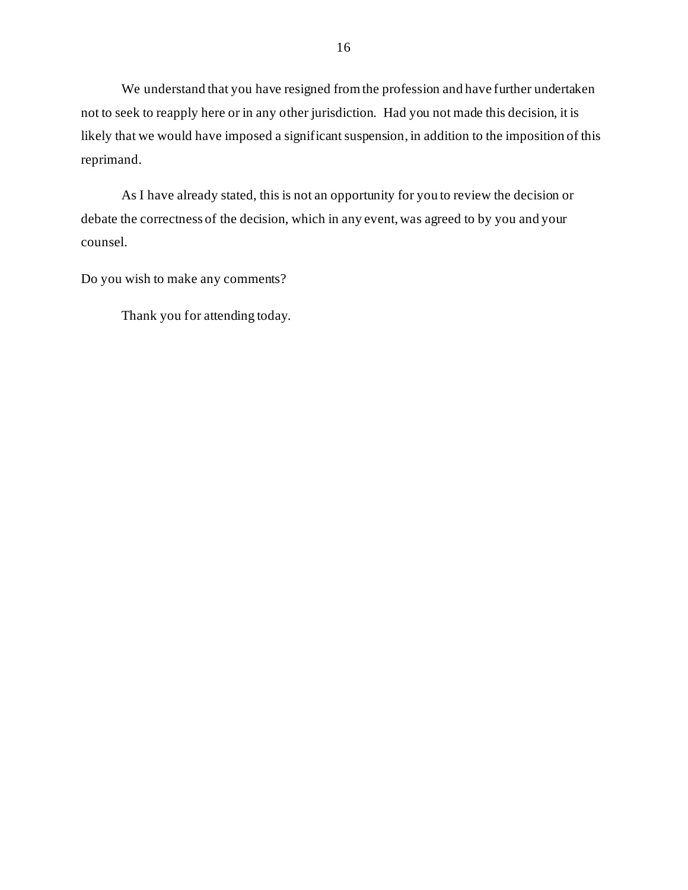We understand that you have resigned from the profession and have further undertaken not to seek to reapply here or in any other jurisdiction. Had you not made this decision, it is likely that we would have imposed a significant suspension, in addition to the imposition of this reprimand.

As I have already stated, this is not an opportunity for you to review the decision or debate the correctness of the decision, which in any event, was agreed to by you and your counsel.

Do you wish to make any comments?

Thank you for attending today.